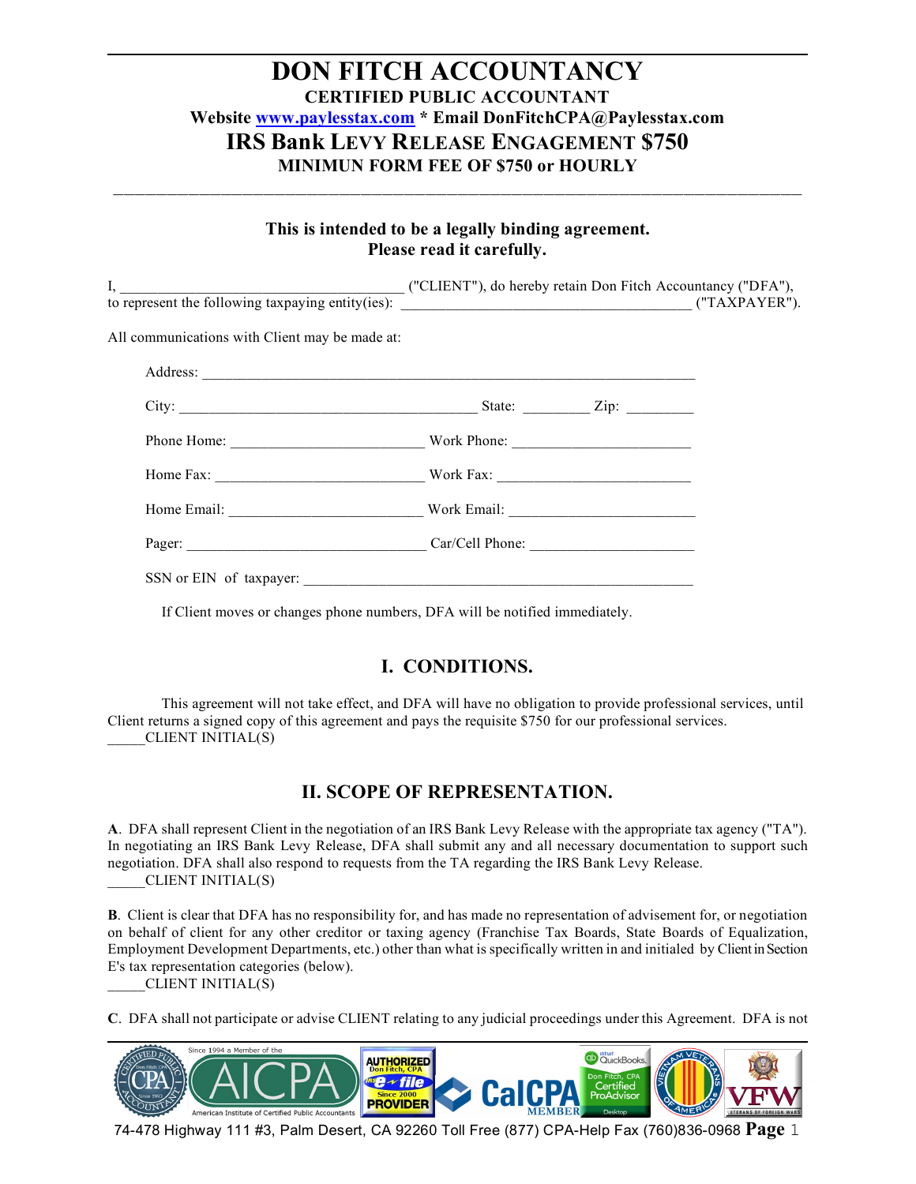# DON FITCH ACCOUNTANCY

**CERTIFIED PUBLIC ACCOUNTANT**

**Website [www.paylesstax.com](http://www.paylesstax.com) * Email DonFitchCPA@Paylesstax.com**

## IRS Bank LEVY RELEASE ENGAGEMENT $750

**MINIMUN FORM FEE OF $750 or HOURLY**

---

**This is intended to be a legally binding agreement.**
**Please read it carefully.**

I, ____________________________________ ("CLIENT"), do hereby retain Don Fitch Accountancy ("DFA"), to represent the following taxpaying entity(ies): ______________________________________ ("TAXPAYER").

All communications with Client may be made at:

Address: ________________________________________________________________

City: ________________________________________ State: _________ Zip: _________

Phone Home: _________________________ Work Phone: ________________________

Home Fax: ___________________________ Work Fax: __________________________

Home Email: ________________________ Work Email: _________________________

Pager: _______________________________ Car/Cell Phone: _____________________

SSN or EIN of taxpayer: ____________________________________________________

If Client moves or changes phone numbers, DFA will be notified immediately.

## I. CONDITIONS.

This agreement will not take effect, and DFA will have no obligation to provide professional services, until Client returns a signed copy of this agreement and pays the requisite $750 for our professional services.
_____CLIENT INITIAL(S)

## II. SCOPE OF REPRESENTATION.

**A**. DFA shall represent Client in the negotiation of an IRS Bank Levy Release with the appropriate tax agency ("TA"). In negotiating an IRS Bank Levy Release, DFA shall submit any and all necessary documentation to support such negotiation. DFA shall also respond to requests from the TA regarding the IRS Bank Levy Release.
_____CLIENT INITIAL(S)

**B**. Client is clear that DFA has no responsibility for, and has made no representation of advisement for, or negotiation on behalf of client for any other creditor or taxing agency (Franchise Tax Boards, State Boards of Equalization, Employment Development Departments, etc.) other than what is specifically written in and initialed by Client in Section E's tax representation categories (below).
_____CLIENT INITIAL(S)

**C**. DFA shall not participate or advise CLIENT relating to any judicial proceedings under this Agreement. DFA is not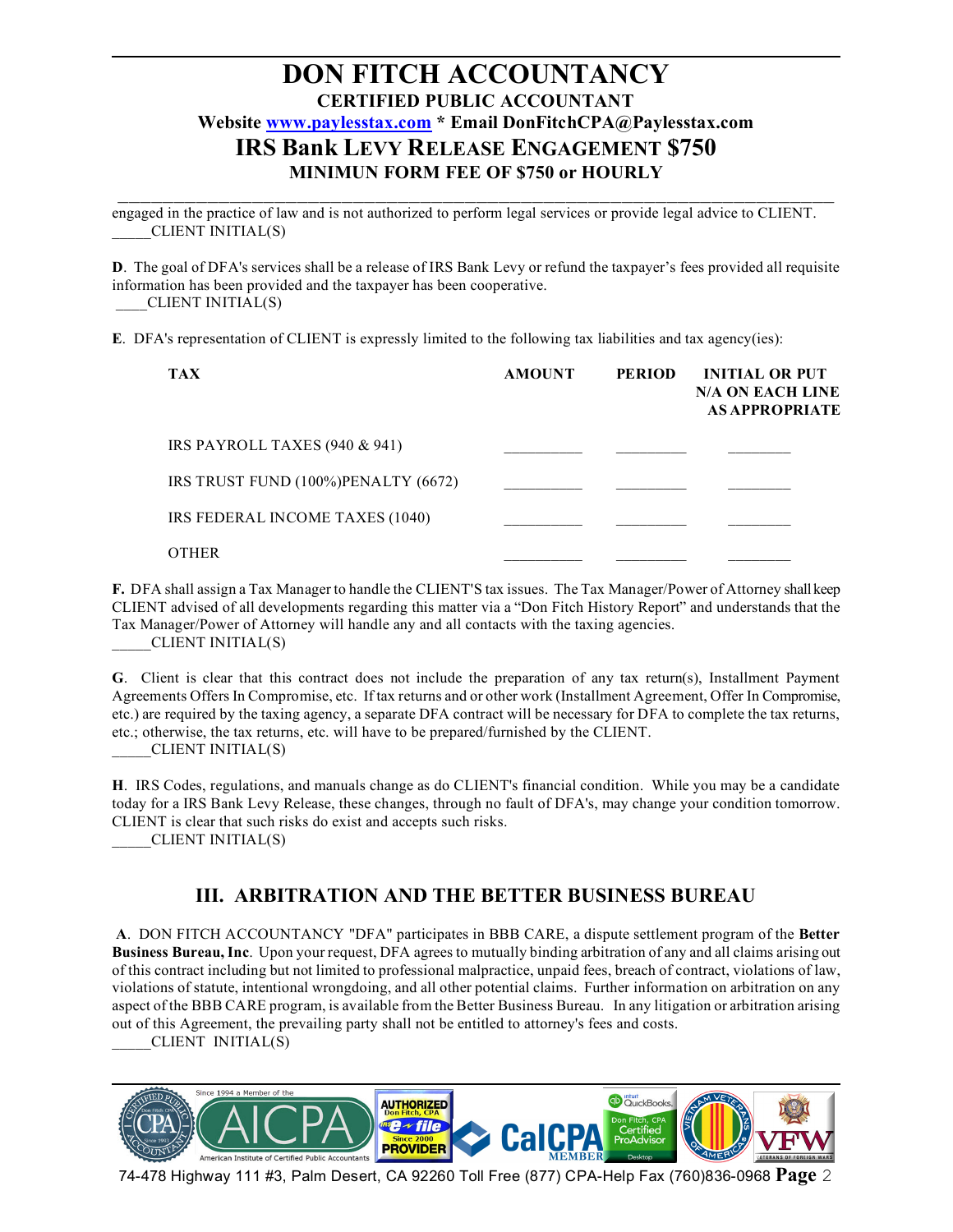# DON FITCH ACCOUNTANCY

**CERTIFIED PUBLIC ACCOUNTANT**

**Website www.paylesstax.com * Email DonFitchCPA@Paylesstax.com**

## IRS Bank LEVY RELEASE ENGAGEMENT $750

**MINIMUN FORM FEE OF $750 or HOURLY**

---

engaged in the practice of law and is not authorized to perform legal services or provide legal advice to CLIENT.
_____CLIENT INITIAL(S)

**D**. The goal of DFA's services shall be a release of IRS Bank Levy or refund the taxpayer's fees provided all requisite information has been provided and the taxpayer has been cooperative.
____CLIENT INITIAL(S)

**E**. DFA's representation of CLIENT is expressly limited to the following tax liabilities and tax agency(ies):

| TAX | AMOUNT | PERIOD | INITIAL OR PUT N/A ON EACH LINE AS APPROPRIATE |
|---|---|---|---|
| IRS PAYROLL TAXES (940 & 941) | __________ | _________ | ________ |
| IRS TRUST FUND (100%)PENALTY (6672) | __________ | _________ | ________ |
| IRS FEDERAL INCOME TAXES (1040) | __________ | _________ | ________ |
| OTHER | __________ | _________ | ________ |

**F.** DFA shall assign a Tax Manager to handle the CLIENT'S tax issues. The Tax Manager/Power of Attorney shall keep CLIENT advised of all developments regarding this matter via a "Don Fitch History Report" and understands that the Tax Manager/Power of Attorney will handle any and all contacts with the taxing agencies.
_____CLIENT INITIAL(S)

**G**. Client is clear that this contract does not include the preparation of any tax return(s), Installment Payment Agreements Offers In Compromise, etc. If tax returns and or other work (Installment Agreement, Offer In Compromise, etc.) are required by the taxing agency, a separate DFA contract will be necessary for DFA to complete the tax returns, etc.; otherwise, the tax returns, etc. will have to be prepared/furnished by the CLIENT.
_____CLIENT INITIAL(S)

**H**. IRS Codes, regulations, and manuals change as do CLIENT's financial condition. While you may be a candidate today for a IRS Bank Levy Release, these changes, through no fault of DFA's, may change your condition tomorrow. CLIENT is clear that such risks do exist and accepts such risks.
_____CLIENT INITIAL(S)

## III. ARBITRATION AND THE BETTER BUSINESS BUREAU

**A**. DON FITCH ACCOUNTANCY "DFA" participates in BBB CARE, a dispute settlement program of the **Better Business Bureau, Inc**. Upon your request, DFA agrees to mutually binding arbitration of any and all claims arising out of this contract including but not limited to professional malpractice, unpaid fees, breach of contract, violations of law, violations of statute, intentional wrongdoing, and all other potential claims. Further information on arbitration on any aspect of the BBB CARE program, is available from the Better Business Bureau. In any litigation or arbitration arising out of this Agreement, the prevailing party shall not be entitled to attorney's fees and costs.
_____CLIENT INITIAL(S)

74-478 Highway 111 #3, Palm Desert, CA 92260 Toll Free (877) CPA-Help Fax (760)836-0968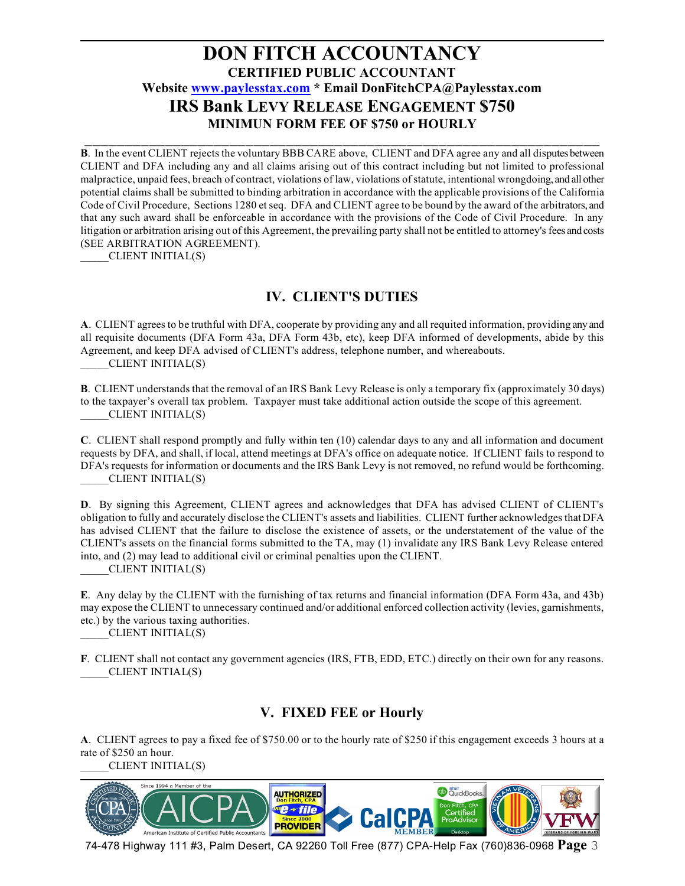**B**. In the event CLIENT rejects the voluntary BBB CARE above, CLIENT and DFA agree any and all disputes between CLIENT and DFA including any and all claims arising out of this contract including but not limited to professional malpractice, unpaid fees, breach of contract, violations of law, violations of statute, intentional wrongdoing, and all other potential claims shall be submitted to binding arbitration in accordance with the applicable provisions of the California Code of Civil Procedure, Sections 1280 et seq. DFA and CLIENT agree to be bound by the award of the arbitrators, and that any such award shall be enforceable in accordance with the provisions of the Code of Civil Procedure. In any litigation or arbitration arising out of this Agreement, the prevailing party shall not be entitled to attorney's fees and costs (SEE ARBITRATION AGREEMENT).

_____CLIENT INITIAL(S)

## IV. CLIENT'S DUTIES

**A**. CLIENT agrees to be truthful with DFA, cooperate by providing any and all requited information, providing any and all requisite documents (DFA Form 43a, DFA Form 43b, etc), keep DFA informed of developments, abide by this Agreement, and keep DFA advised of CLIENT's address, telephone number, and whereabouts.

_____CLIENT INITIAL(S)

**B**. CLIENT understands that the removal of an IRS Bank Levy Release is only a temporary fix (approximately 30 days) to the taxpayer's overall tax problem. Taxpayer must take additional action outside the scope of this agreement.

_____CLIENT INITIAL(S)

**C**. CLIENT shall respond promptly and fully within ten (10) calendar days to any and all information and document requests by DFA, and shall, if local, attend meetings at DFA's office on adequate notice. If CLIENT fails to respond to DFA's requests for information or documents and the IRS Bank Levy is not removed, no refund would be forthcoming.

_____CLIENT INITIAL(S)

**D**. By signing this Agreement, CLIENT agrees and acknowledges that DFA has advised CLIENT of CLIENT's obligation to fully and accurately disclose the CLIENT's assets and liabilities. CLIENT further acknowledges that DFA has advised CLIENT that the failure to disclose the existence of assets, or the understatement of the value of the CLIENT's assets on the financial forms submitted to the TA, may (1) invalidate any IRS Bank Levy Release entered into, and (2) may lead to additional civil or criminal penalties upon the CLIENT.

_____CLIENT INITIAL(S)

**E**. Any delay by the CLIENT with the furnishing of tax returns and financial information (DFA Form 43a, and 43b) may expose the CLIENT to unnecessary continued and/or additional enforced collection activity (levies, garnishments, etc.) by the various taxing authorities.

_____CLIENT INITIAL(S)

**F**. CLIENT shall not contact any government agencies (IRS, FTB, EDD, ETC.) directly on their own for any reasons.

_____CLIENT INTIAL(S)

## V. FIXED FEE or Hourly

**A**. CLIENT agrees to pay a fixed fee of $750.00 or to the hourly rate of $250 if this engagement exceeds 3 hours at a rate of $250 an hour.

_____CLIENT INITIAL(S)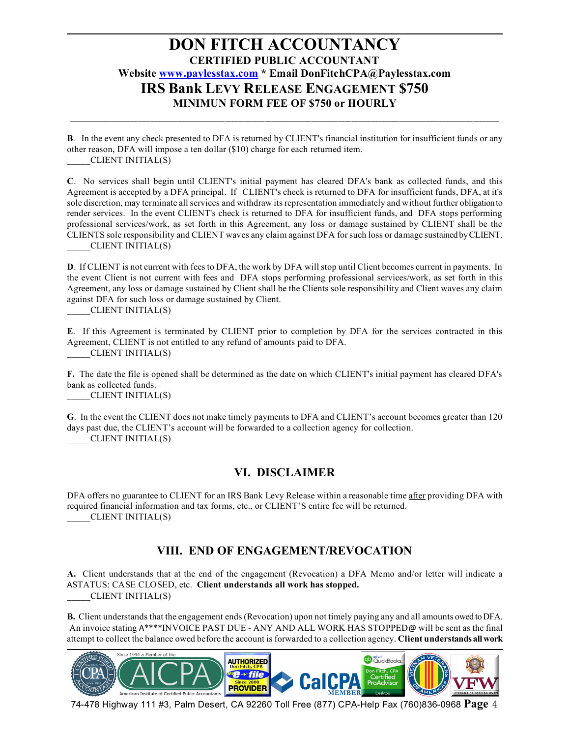**B**. In the event any check presented to DFA is returned by CLIENT's financial institution for insufficient funds or any other reason, DFA will impose a ten dollar ($10) charge for each returned item.
_____CLIENT INITIAL(S)

**C**. No services shall begin until CLIENT's initial payment has cleared DFA's bank as collected funds, and this Agreement is accepted by a DFA principal. If CLIENT's check is returned to DFA for insufficient funds, DFA, at it's sole discretion, may terminate all services and withdraw its representation immediately and without further obligation to render services. In the event CLIENT's check is returned to DFA for insufficient funds, and DFA stops performing professional services/work, as set forth in this Agreement, any loss or damage sustained by CLIENT shall be the CLIENTS sole responsibility and CLIENT waves any claim against DFA for such loss or damage sustained by CLIENT.
_____CLIENT INITIAL(S)

**D**. If CLIENT is not current with fees to DFA, the work by DFA will stop until Client becomes current in payments. In the event Client is not current with fees and DFA stops performing professional services/work, as set forth in this Agreement, any loss or damage sustained by Client shall be the Clients sole responsibility and Client waves any claim against DFA for such loss or damage sustained by Client.
_____CLIENT INITIAL(S)

**E**. If this Agreement is terminated by CLIENT prior to completion by DFA for the services contracted in this Agreement, CLIENT is not entitled to any refund of amounts paid to DFA.
_____CLIENT INITIAL(S)

**F.** The date the file is opened shall be determined as the date on which CLIENT's initial payment has cleared DFA's bank as collected funds.
_____CLIENT INITIAL(S)

**G**. In the event the CLIENT does not make timely payments to DFA and CLIENT's account becomes greater than 120 days past due, the CLIENT's account will be forwarded to a collection agency for collection.
_____CLIENT INITIAL(S)

## VI. DISCLAIMER

DFA offers no guarantee to CLIENT for an IRS Bank Levy Release within a reasonable time after providing DFA with required financial information and tax forms, etc., or CLIENT'S entire fee will be returned.
_____CLIENT INITIAL(S)

## VIII. END OF ENGAGEMENT/REVOCATION

**A.** Client understands that at the end of the engagement (Revocation) a DFA Memo and/or letter will indicate a ASTATUS: CASE CLOSED, etc. **Client understands all work has stopped.**
_____CLIENT INITIAL(S)

**B.** Client understands that the engagement ends (Revocation) upon not timely paying any and all amounts owed to DFA. An invoice stating A****INVOICE PAST DUE - ANY AND ALL WORK HAS STOPPED@ will be sent as the final attempt to collect the balance owed before the account is forwarded to a collection agency. **Client understands all work**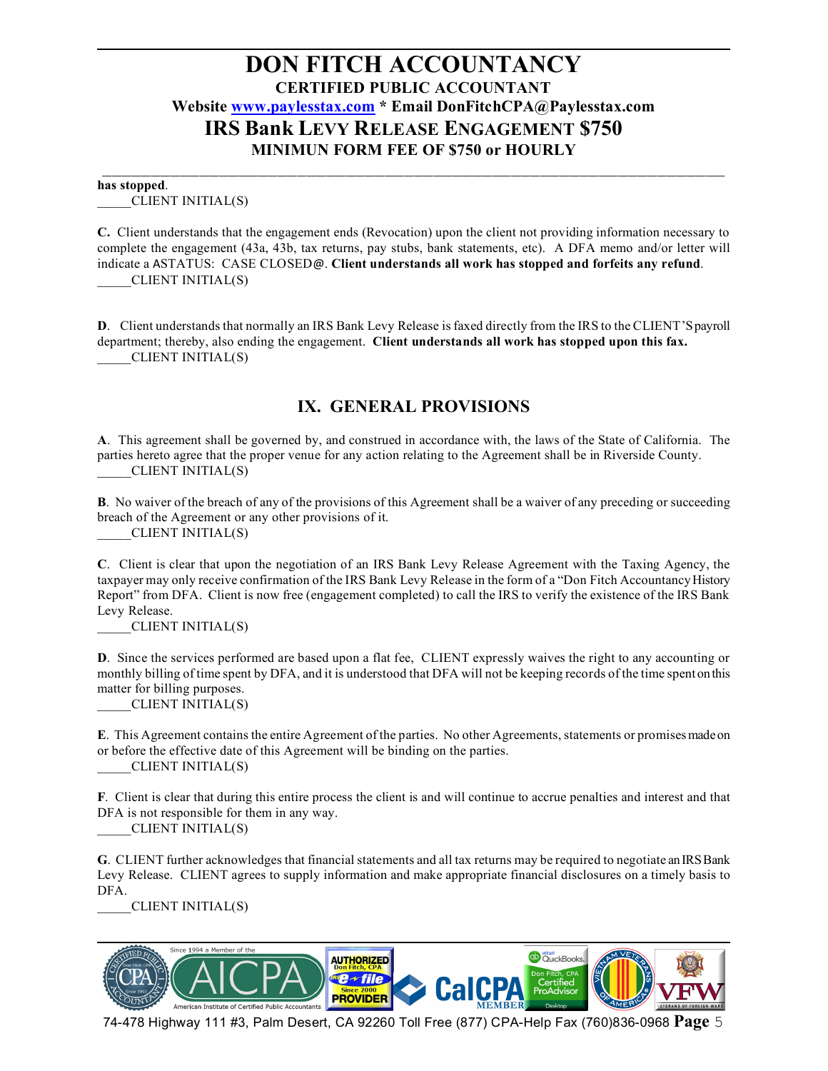**has stopped**.
_____CLIENT INITIAL(S)

**C.** Client understands that the engagement ends (Revocation) upon the client not providing information necessary to complete the engagement (43a, 43b, tax returns, pay stubs, bank statements, etc). A DFA memo and/or letter will indicate a ASTATUS: CASE CLOSED@. **Client understands all work has stopped and forfeits any refund**.
_____CLIENT INITIAL(S)

**D**. Client understands that normally an IRS Bank Levy Release is faxed directly from the IRS to the CLIENT'S payroll department; thereby, also ending the engagement. **Client understands all work has stopped upon this fax.**
_____CLIENT INITIAL(S)

## IX. GENERAL PROVISIONS

**A**. This agreement shall be governed by, and construed in accordance with, the laws of the State of California. The parties hereto agree that the proper venue for any action relating to the Agreement shall be in Riverside County.
_____CLIENT INITIAL(S)

**B**. No waiver of the breach of any of the provisions of this Agreement shall be a waiver of any preceding or succeeding breach of the Agreement or any other provisions of it.
_____CLIENT INITIAL(S)

**C**. Client is clear that upon the negotiation of an IRS Bank Levy Release Agreement with the Taxing Agency, the taxpayer may only receive confirmation of the IRS Bank Levy Release in the form of a "Don Fitch Accountancy History Report" from DFA. Client is now free (engagement completed) to call the IRS to verify the existence of the IRS Bank Levy Release.
_____CLIENT INITIAL(S)

**D**. Since the services performed are based upon a flat fee, CLIENT expressly waives the right to any accounting or monthly billing of time spent by DFA, and it is understood that DFA will not be keeping records of the time spent on this matter for billing purposes.
_____CLIENT INITIAL(S)

**E**. This Agreement contains the entire Agreement of the parties. No other Agreements, statements or promises made on or before the effective date of this Agreement will be binding on the parties.
_____CLIENT INITIAL(S)

**F**. Client is clear that during this entire process the client is and will continue to accrue penalties and interest and that DFA is not responsible for them in any way.
_____CLIENT INITIAL(S)

**G**. CLIENT further acknowledges that financial statements and all tax returns may be required to negotiate an IRS Bank Levy Release. CLIENT agrees to supply information and make appropriate financial disclosures on a timely basis to DFA.
_____CLIENT INITIAL(S)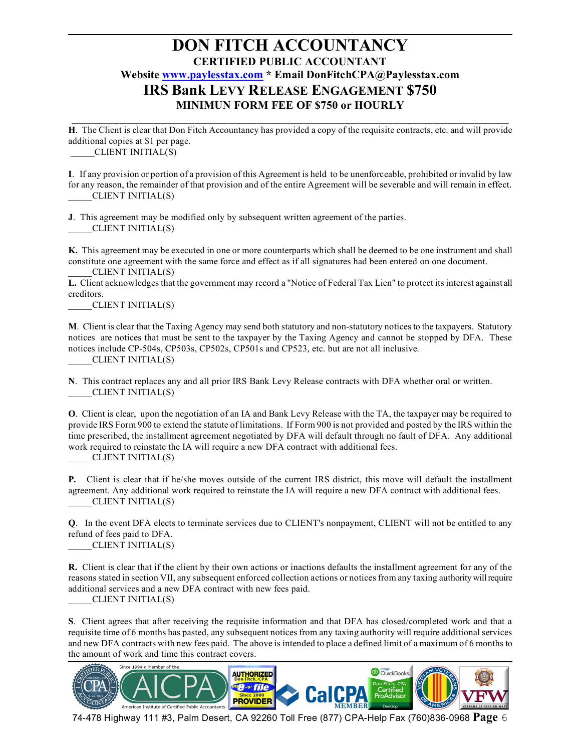# DON FITCH ACCOUNTANCY

**CERTIFIED PUBLIC ACCOUNTANT**

**Website www.paylesstax.com * Email DonFitchCPA@Paylesstax.com**

## IRS Bank LEVY RELEASE ENGAGEMENT $750

**MINIMUN FORM FEE OF $750 or HOURLY**

---

**H**. The Client is clear that Don Fitch Accountancy has provided a copy of the requisite contracts, etc. and will provide additional copies at $1 per page.
_____CLIENT INITIAL(S)

**I**. If any provision or portion of a provision of this Agreement is held to be unenforceable, prohibited or invalid by law for any reason, the remainder of that provision and of the entire Agreement will be severable and will remain in effect.
_____CLIENT INITIAL(S)

**J**. This agreement may be modified only by subsequent written agreement of the parties.
_____CLIENT INITIAL(S)

**K.** This agreement may be executed in one or more counterparts which shall be deemed to be one instrument and shall constitute one agreement with the same force and effect as if all signatures had been entered on one document.
_____CLIENT INITIAL(S)

**L.** Client acknowledges that the government may record a "Notice of Federal Tax Lien" to protect its interest against all creditors.
_____CLIENT INITIAL(S)

**M**. Client is clear that the Taxing Agency may send both statutory and non-statutory notices to the taxpayers. Statutory notices are notices that must be sent to the taxpayer by the Taxing Agency and cannot be stopped by DFA. These notices include CP-504s, CP503s, CP502s, CP501s and CP523, etc. but are not all inclusive.
_____CLIENT INITIAL(S)

**N**. This contract replaces any and all prior IRS Bank Levy Release contracts with DFA whether oral or written.
_____CLIENT INITIAL(S)

**O**. Client is clear, upon the negotiation of an IA and Bank Levy Release with the TA, the taxpayer may be required to provide IRS Form 900 to extend the statute of limitations. If Form 900 is not provided and posted by the IRS within the time prescribed, the installment agreement negotiated by DFA will default through no fault of DFA. Any additional work required to reinstate the IA will require a new DFA contract with additional fees.
_____CLIENT INITIAL(S)

**P.** Client is clear that if he/she moves outside of the current IRS district, this move will default the installment agreement. Any additional work required to reinstate the IA will require a new DFA contract with additional fees.
_____CLIENT INITIAL(S)

**Q**. In the event DFA elects to terminate services due to CLIENT's nonpayment, CLIENT will not be entitled to any refund of fees paid to DFA.
_____CLIENT INITIAL(S)

**R.** Client is clear that if the client by their own actions or inactions defaults the installment agreement for any of the reasons stated in section VII, any subsequent enforced collection actions or notices from any taxing authority will require additional services and a new DFA contract with new fees paid.
_____CLIENT INITIAL(S)

**S**. Client agrees that after receiving the requisite information and that DFA has closed/completed work and that a requisite time of 6 months has pasted, any subsequent notices from any taxing authority will require additional services and new DFA contracts with new fees paid. The above is intended to place a defined limit of a maximum of 6 months to the amount of work and time this contract covers.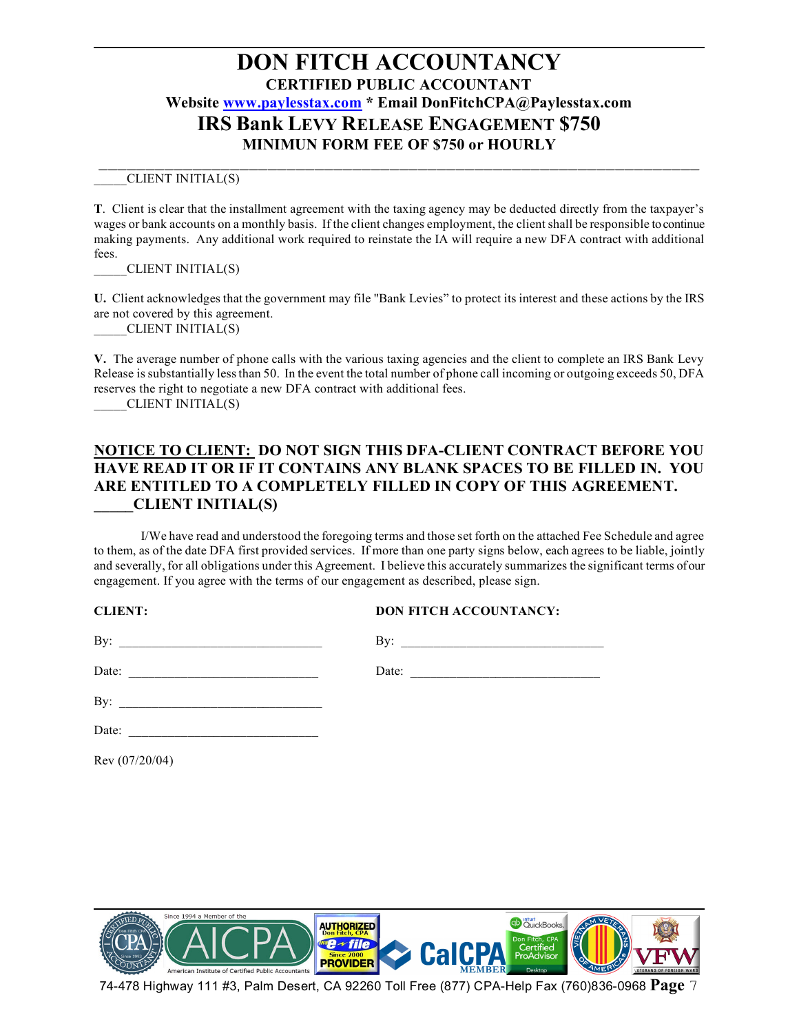# DON FITCH ACCOUNTANCY

**CERTIFIED PUBLIC ACCOUNTANT**

**Website www.paylesstax.com * Email DonFitchCPA@Paylesstax.com**

## IRS Bank LEVY RELEASE ENGAGEMENT $750

**MINIMUN FORM FEE OF $750 or HOURLY**

_____CLIENT INITIAL(S)

**T**. Client is clear that the installment agreement with the taxing agency may be deducted directly from the taxpayer's wages or bank accounts on a monthly basis. If the client changes employment, the client shall be responsible to continue making payments. Any additional work required to reinstate the IA will require a new DFA contract with additional fees.

_____CLIENT INITIAL(S)

**U.** Client acknowledges that the government may file "Bank Levies" to protect its interest and these actions by the IRS are not covered by this agreement.

_____CLIENT INITIAL(S)

**V.** The average number of phone calls with the various taxing agencies and the client to complete an IRS Bank Levy Release is substantially less than 50. In the event the total number of phone call incoming or outgoing exceeds 50, DFA reserves the right to negotiate a new DFA contract with additional fees.

_____CLIENT INITIAL(S)

**NOTICE TO CLIENT: DO NOT SIGN THIS DFA-CLIENT CONTRACT BEFORE YOU HAVE READ IT OR IF IT CONTAINS ANY BLANK SPACES TO BE FILLED IN. YOU ARE ENTITLED TO A COMPLETELY FILLED IN COPY OF THIS AGREEMENT.**

**_____CLIENT INITIAL(S)**

I/We have read and understood the foregoing terms and those set forth on the attached Fee Schedule and agree to them, as of the date DFA first provided services. If more than one party signs below, each agrees to be liable, jointly and severally, for all obligations under this Agreement. I believe this accurately summarizes the significant terms of our engagement. If you agree with the terms of our engagement as described, please sign.

**CLIENT:**

By: _______________________________

Date: _____________________________

By: _______________________________

Date: _____________________________

**DON FITCH ACCOUNTANCY:**

By: _______________________________

Date: _____________________________

Rev (07/20/04)

74-478 Highway 111 #3, Palm Desert, CA 92260 Toll Free (877) CPA-Help Fax (760)836-0968